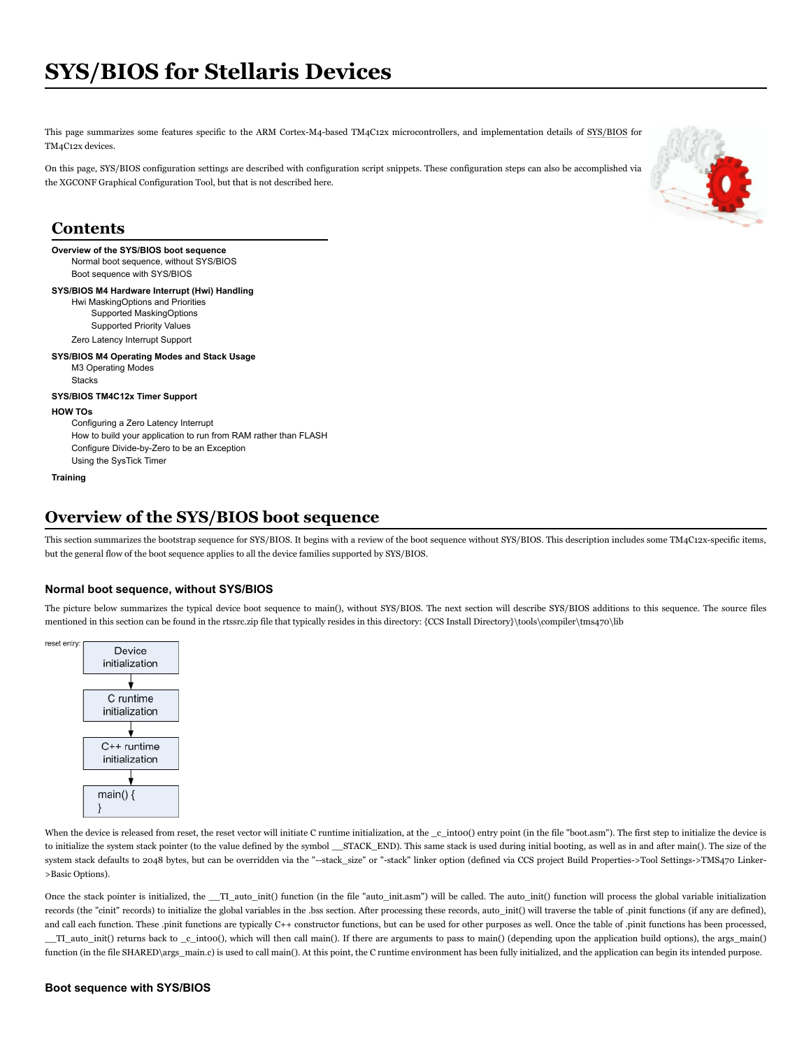# SYS/BIOS for Stellaris Devices

This page summarizes some features specific to the ARM Cortex-M4-based TM4C12x microcontrollers, and implementation details of SYS/BIOS for TM4C12x devices.

On this page, SYS/BIOS configuration settings are described with configuration script snippets. These configuration steps can also be accomplished via the XGCONF Graphical Configuration Tool, but that is not described here.

## Contents

**Overview of the SYS/BIOS boot sequence**
- Normal boot sequence, without SYS/BIOS
- Boot sequence with SYS/BIOS

**SYS/BIOS M4 Hardware Interrupt (Hwi) Handling**
- Hwi MaskingOptions and Priorities
  - Supported MaskingOptions
  - Supported Priority Values
- Zero Latency Interrupt Support

**SYS/BIOS M4 Operating Modes and Stack Usage**
- M3 Operating Modes
- Stacks

**SYS/BIOS TM4C12x Timer Support**

**HOW TOs**
- Configuring a Zero Latency Interrupt
- How to build your application to run from RAM rather than FLASH
- Configure Divide-by-Zero to be an Exception
- Using the SysTick Timer

**Training**

## Overview of the SYS/BIOS boot sequence

This section summarizes the bootstrap sequence for SYS/BIOS. It begins with a review of the boot sequence without SYS/BIOS. This description includes some TM4C12x-specific items, but the general flow of the boot sequence applies to all the device families supported by SYS/BIOS.

### Normal boot sequence, without SYS/BIOS

The picture below summarizes the typical device boot sequence to main(), without SYS/BIOS. The next section will describe SYS/BIOS additions to this sequence. The source files mentioned in this section can be found in the rtssrc.zip file that typically resides in this directory: {CCS Install Directory}\tools\compiler\tms470\lib

reset entry:
Device initialization
C runtime initialization
C++ runtime initialization
main() {
}

When the device is released from reset, the reset vector will initiate C runtime initialization, at the _c_int00() entry point (in the file "boot.asm"). The first step to initialize the device is to initialize the system stack pointer (to the value defined by the symbol __STACK_END). This same stack is used during initial booting, as well as in and after main(). The size of the system stack defaults to 2048 bytes, but can be overridden via the "--stack_size" or "-stack" linker option (defined via CCS project Build Properties->Tool Settings->TMS470 Linker->Basic Options).

Once the stack pointer is initialized, the __TI_auto_init() function (in the file "auto_init.asm") will be called. The auto_init() function will process the global variable initialization records (the "cinit" records) to initialize the global variables in the .bss section. After processing these records, auto_init() will traverse the table of .pinit functions (if any are defined), and call each function. These .pinit functions are typically C++ constructor functions, but can be used for other purposes as well. Once the table of .pinit functions has been processed, __TI_auto_init() returns back to _c_int00(), which will then call main(). If there are arguments to pass to main() (depending upon the application build options), the args_main() function (in the file SHARED\args_main.c) is used to call main(). At this point, the C runtime environment has been fully initialized, and the application can begin its intended purpose.

### Boot sequence with SYS/BIOS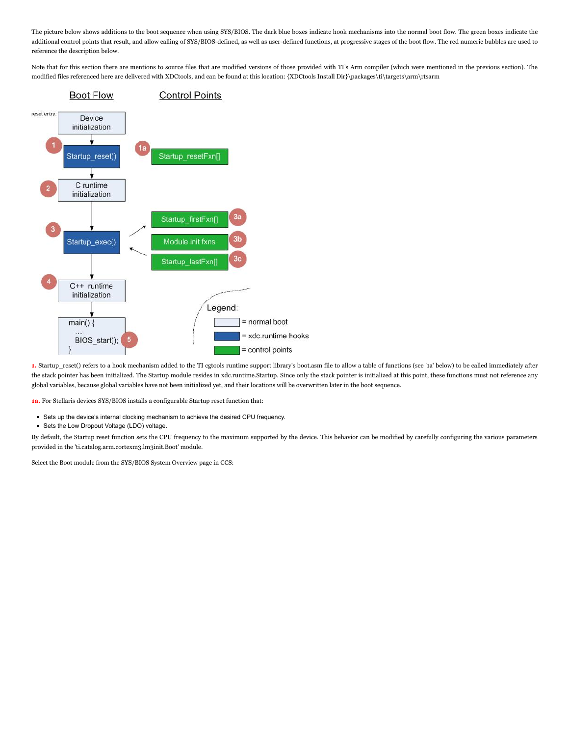The picture below shows additions to the boot sequence when using SYS/BIOS. The dark blue boxes indicate hook mechanisms into the normal boot flow. The green boxes indicate the additional control points that result, and allow calling of SYS/BIOS-defined, as well as user-defined functions, at progressive stages of the boot flow. The red numeric bubbles are used to reference the description below.

Note that for this section there are mentions to source files that are modified versions of those provided with TI's Arm compiler (which were mentioned in the previous section). The modified files referenced here are delivered with XDCtools, and can be found at this location: {XDCtools Install Dir}\packages\ti\targets\arm\rtsarm

Boot Flow
Control Points
reset entry:
Device initialization
1
Startup_reset()
1a
Startup_resetFxn[]
2
C runtime initialization
3
Startup_exec()
3a
Startup_firstFxn[]
3b
Module init fxns
3c
Startup_lastFxn[]
4
C++ runtime initialization
main() {
...
BIOS_start();
}
5
Legend:
= normal boot
= xdc.runtime hooks
= control points

**1.** Startup_reset() refers to a hook mechanism added to the TI cgtools runtime support library's boot.asm file to allow a table of functions (see '1a' below) to be called immediately after the stack pointer has been initialized. The Startup module resides in xdc.runtime.Startup. Since only the stack pointer is initialized at this point, these functions must not reference any global variables, because global variables have not been initialized yet, and their locations will be overwritten later in the boot sequence.

**1a.** For Stellaris devices SYS/BIOS installs a configurable Startup reset function that:

- Sets up the device's internal clocking mechanism to achieve the desired CPU frequency.
- Sets the Low Dropout Voltage (LDO) voltage.

By default, the Startup reset function sets the CPU frequency to the maximum supported by the device. This behavior can be modified by carefully configuring the various parameters provided in the 'ti.catalog.arm.cortexm3.lm3init.Boot' module.

Select the Boot module from the SYS/BIOS System Overview page in CCS: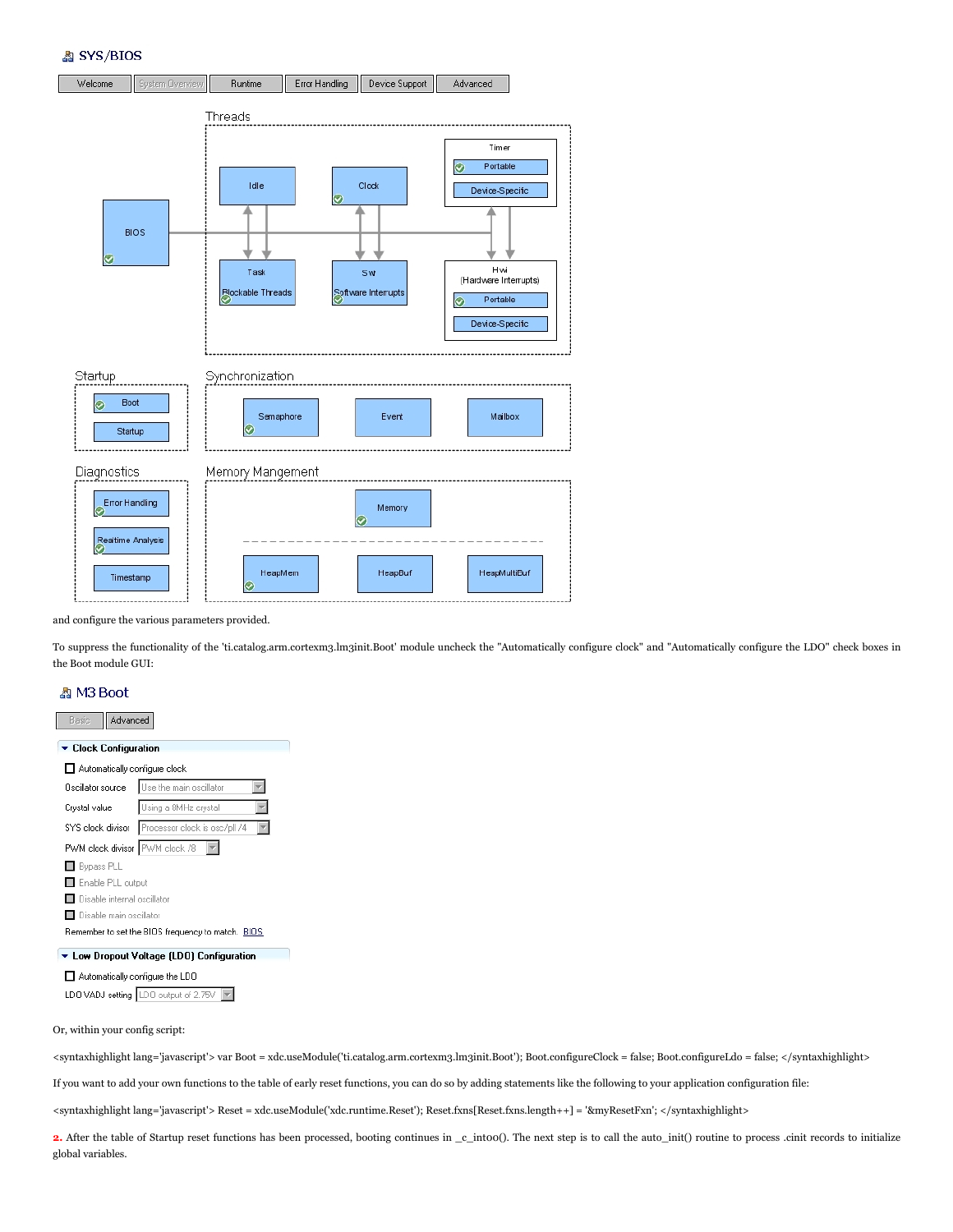and configure the various parameters provided.

To suppress the functionality of the 'ti.catalog.arm.cortexm3.lm3init.Boot' module uncheck the "Automatically configure clock" and "Automatically configure the LDO" check boxes in the Boot module GUI:

Or, within your config script:

<syntaxhighlight lang='javascript'> var Boot = xdc.useModule('ti.catalog.arm.cortexm3.lm3init.Boot'); Boot.configureClock = false; Boot.configureLdo = false; </syntaxhighlight>

If you want to add your own functions to the table of early reset functions, you can do so by adding statements like the following to your application configuration file:

<syntaxhighlight lang='javascript'> Reset = xdc.useModule('xdc.runtime.Reset'); Reset.fxns[Reset.fxns.length++] = '&myResetFxn'; </syntaxhighlight>

**2.** After the table of Startup reset functions has been processed, booting continues in _c_int00(). The next step is to call the auto_init() routine to process .cinit records to initialize global variables.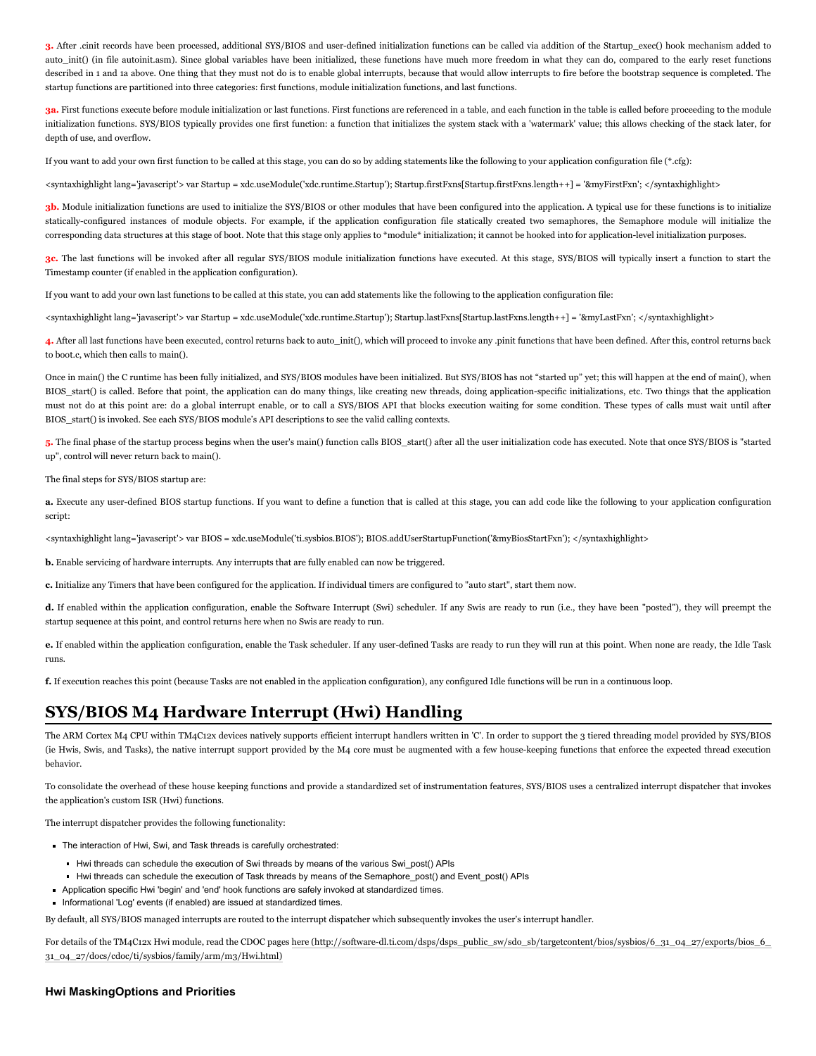**3.** After .cinit records have been processed, additional SYS/BIOS and user-defined initialization functions can be called via addition of the Startup_exec() hook mechanism added to auto_init() (in file autoinit.asm). Since global variables have been initialized, these functions have much more freedom in what they can do, compared to the early reset functions described in 1 and 1a above. One thing that they must not do is to enable global interrupts, because that would allow interrupts to fire before the bootstrap sequence is completed. The startup functions are partitioned into three categories: first functions, module initialization functions, and last functions.

**3a.** First functions execute before module initialization or last functions. First functions are referenced in a table, and each function in the table is called before proceeding to the module initialization functions. SYS/BIOS typically provides one first function: a function that initializes the system stack with a 'watermark' value; this allows checking of the stack later, for depth of use, and overflow.

If you want to add your own first function to be called at this stage, you can do so by adding statements like the following to your application configuration file (*.cfg):

<syntaxhighlight lang='javascript'> var Startup = xdc.useModule('xdc.runtime.Startup'); Startup.firstFxns[Startup.firstFxns.length++] = '&myFirstFxn'; </syntaxhighlight>

**3b.** Module initialization functions are used to initialize the SYS/BIOS or other modules that have been configured into the application. A typical use for these functions is to initialize statically-configured instances of module objects. For example, if the application configuration file statically created two semaphores, the Semaphore module will initialize the corresponding data structures at this stage of boot. Note that this stage only applies to *module* initialization; it cannot be hooked into for application-level initialization purposes.

**3c.** The last functions will be invoked after all regular SYS/BIOS module initialization functions have executed. At this stage, SYS/BIOS will typically insert a function to start the Timestamp counter (if enabled in the application configuration).

If you want to add your own last functions to be called at this state, you can add statements like the following to the application configuration file:

<syntaxhighlight lang='javascript'> var Startup = xdc.useModule('xdc.runtime.Startup'); Startup.lastFxns[Startup.lastFxns.length++] = '&myLastFxn'; </syntaxhighlight>

**4.** After all last functions have been executed, control returns back to auto_init(), which will proceed to invoke any .pinit functions that have been defined. After this, control returns back to boot.c, which then calls to main().

Once in main() the C runtime has been fully initialized, and SYS/BIOS modules have been initialized. But SYS/BIOS has not "started up" yet; this will happen at the end of main(), when BIOS_start() is called. Before that point, the application can do many things, like creating new threads, doing application-specific initializations, etc. Two things that the application must not do at this point are: do a global interrupt enable, or to call a SYS/BIOS API that blocks execution waiting for some condition. These types of calls must wait until after BIOS_start() is invoked. See each SYS/BIOS module's API descriptions to see the valid calling contexts.

**5.** The final phase of the startup process begins when the user's main() function calls BIOS_start() after all the user initialization code has executed. Note that once SYS/BIOS is "started up", control will never return back to main().

The final steps for SYS/BIOS startup are:

**a.** Execute any user-defined BIOS startup functions. If you want to define a function that is called at this stage, you can add code like the following to your application configuration script:

<syntaxhighlight lang='javascript'> var BIOS = xdc.useModule('ti.sysbios.BIOS'); BIOS.addUserStartupFunction('&myBiosStartFxn'); </syntaxhighlight>

**b.** Enable servicing of hardware interrupts. Any interrupts that are fully enabled can now be triggered.

**c.** Initialize any Timers that have been configured for the application. If individual timers are configured to "auto start", start them now.

**d.** If enabled within the application configuration, enable the Software Interrupt (Swi) scheduler. If any Swis are ready to run (i.e., they have been "posted"), they will preempt the startup sequence at this point, and control returns here when no Swis are ready to run.

**e.** If enabled within the application configuration, enable the Task scheduler. If any user-defined Tasks are ready to run they will run at this point. When none are ready, the Idle Task runs.

**f.** If execution reaches this point (because Tasks are not enabled in the application configuration), any configured Idle functions will be run in a continuous loop.

## SYS/BIOS M4 Hardware Interrupt (Hwi) Handling

The ARM Cortex M4 CPU within TM4C12x devices natively supports efficient interrupt handlers written in 'C'. In order to support the 3 tiered threading model provided by SYS/BIOS (ie Hwis, Swis, and Tasks), the native interrupt support provided by the M4 core must be augmented with a few house-keeping functions that enforce the expected thread execution behavior.

To consolidate the overhead of these house keeping functions and provide a standardized set of instrumentation features, SYS/BIOS uses a centralized interrupt dispatcher that invokes the application's custom ISR (Hwi) functions.

The interrupt dispatcher provides the following functionality:

- The interaction of Hwi, Swi, and Task threads is carefully orchestrated:
  - Hwi threads can schedule the execution of Swi threads by means of the various Swi_post() APIs
  - Hwi threads can schedule the execution of Task threads by means of the Semaphore_post() and Event_post() APIs
- Application specific Hwi 'begin' and 'end' hook functions are safely invoked at standardized times.
- Informational 'Log' events (if enabled) are issued at standardized times.

By default, all SYS/BIOS managed interrupts are routed to the interrupt dispatcher which subsequently invokes the user's interrupt handler.

For details of the TM4C12x Hwi module, read the CDOC pages here (http://software-dl.ti.com/dsps/dsps_public_sw/sdo_sb/targetcontent/bios/sysbios/6_31_04_27/exports/bios_6_31_04_27/docs/cdoc/ti/sysbios/family/arm/m3/Hwi.html)

### Hwi MaskingOptions and Priorities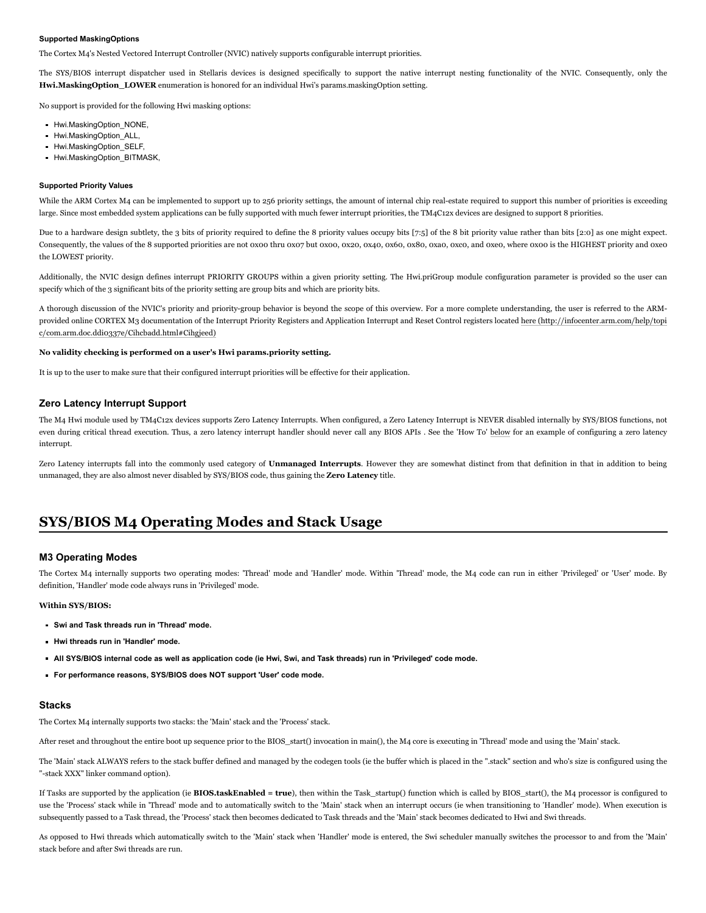#### Supported MaskingOptions

The Cortex M4's Nested Vectored Interrupt Controller (NVIC) natively supports configurable interrupt priorities.

The SYS/BIOS interrupt dispatcher used in Stellaris devices is designed specifically to support the native interrupt nesting functionality of the NVIC. Consequently, only the **Hwi.MaskingOption_LOWER** enumeration is honored for an individual Hwi's params.maskingOption setting.

No support is provided for the following Hwi masking options:

- Hwi.MaskingOption_NONE,
- Hwi.MaskingOption_ALL,
- Hwi.MaskingOption_SELF,
- Hwi.MaskingOption_BITMASK,

#### Supported Priority Values

While the ARM Cortex M4 can be implemented to support up to 256 priority settings, the amount of internal chip real-estate required to support this number of priorities is exceeding large. Since most embedded system applications can be fully supported with much fewer interrupt priorities, the TM4C12x devices are designed to support 8 priorities.

Due to a hardware design subtlety, the 3 bits of priority required to define the 8 priority values occupy bits [7:5] of the 8 bit priority value rather than bits [2:0] as one might expect. Consequently, the values of the 8 supported priorities are not 0x00 thru 0x07 but 0x00, 0x20, 0x40, 0x60, 0x80, 0xa0, 0xc0, and 0xe0, where 0x00 is the HIGHEST priority and 0xe0 the LOWEST priority.

Additionally, the NVIC design defines interrupt PRIORITY GROUPS within a given priority setting. The Hwi.priGroup module configuration parameter is provided so the user can specify which of the 3 significant bits of the priority setting are group bits and which are priority bits.

A thorough discussion of the NVIC's priority and priority-group behavior is beyond the scope of this overview. For a more complete understanding, the user is referred to the ARM-provided online CORTEX M3 documentation of the Interrupt Priority Registers and Application Interrupt and Reset Control registers located here (http://infocenter.arm.com/help/topic/com.arm.doc.ddi0337e/Cihcbadd.html#Cihgjeed)

**No validity checking is performed on a user's Hwi params.priority setting.**

It is up to the user to make sure that their configured interrupt priorities will be effective for their application.

### Zero Latency Interrupt Support

The M4 Hwi module used by TM4C12x devices supports Zero Latency Interrupts. When configured, a Zero Latency Interrupt is NEVER disabled internally by SYS/BIOS functions, not even during critical thread execution. Thus, a zero latency interrupt handler should never call any BIOS APIs . See the 'How To' below for an example of configuring a zero latency interrupt.

Zero Latency interrupts fall into the commonly used category of **Unmanaged Interrupts**. However they are somewhat distinct from that definition in that in addition to being unmanaged, they are also almost never disabled by SYS/BIOS code, thus gaining the **Zero Latency** title.

## SYS/BIOS M4 Operating Modes and Stack Usage

### M3 Operating Modes

The Cortex M4 internally supports two operating modes: 'Thread' mode and 'Handler' mode. Within 'Thread' mode, the M4 code can run in either 'Privileged' or 'User' mode. By definition, 'Handler' mode code always runs in 'Privileged' mode.

**Within SYS/BIOS:**

- **Swi and Task threads run in 'Thread' mode.**
- **Hwi threads run in 'Handler' mode.**
- **All SYS/BIOS internal code as well as application code (ie Hwi, Swi, and Task threads) run in 'Privileged' code mode.**
- **For performance reasons, SYS/BIOS does NOT support 'User' code mode.**

### Stacks

The Cortex M4 internally supports two stacks: the 'Main' stack and the 'Process' stack.

After reset and throughout the entire boot up sequence prior to the BIOS_start() invocation in main(), the M4 core is executing in 'Thread' mode and using the 'Main' stack.

The 'Main' stack ALWAYS refers to the stack buffer defined and managed by the codegen tools (ie the buffer which is placed in the ".stack" section and who's size is configured using the "-stack XXX" linker command option).

If Tasks are supported by the application (ie **BIOS.taskEnabled = true**), then within the Task_startup() function which is called by BIOS_start(), the M4 processor is configured to use the 'Process' stack while in 'Thread' mode and to automatically switch to the 'Main' stack when an interrupt occurs (ie when transitioning to 'Handler' mode). When execution is subsequently passed to a Task thread, the 'Process' stack then becomes dedicated to Task threads and the 'Main' stack becomes dedicated to Hwi and Swi threads.

As opposed to Hwi threads which automatically switch to the 'Main' stack when 'Handler' mode is entered, the Swi scheduler manually switches the processor to and from the 'Main' stack before and after Swi threads are run.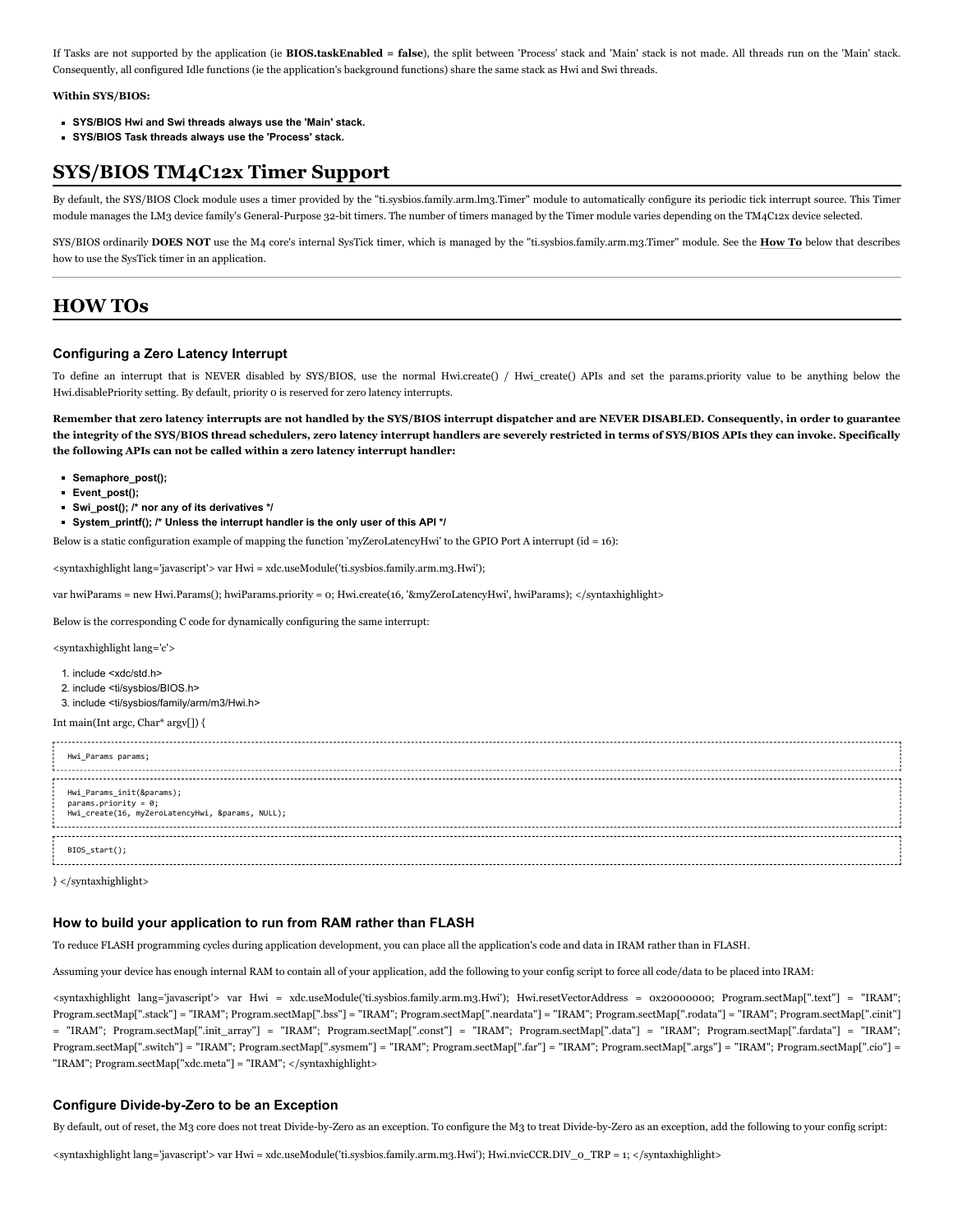If Tasks are not supported by the application (ie **BIOS.taskEnabled = false**), the split between 'Process' stack and 'Main' stack is not made. All threads run on the 'Main' stack. Consequently, all configured Idle functions (ie the application's background functions) share the same stack as Hwi and Swi threads.

**Within SYS/BIOS:**

- **SYS/BIOS Hwi and Swi threads always use the 'Main' stack.**
- **SYS/BIOS Task threads always use the 'Process' stack.**

# SYS/BIOS TM4C12x Timer Support

By default, the SYS/BIOS Clock module uses a timer provided by the "ti.sysbios.family.arm.lm3.Timer" module to automatically configure its periodic tick interrupt source. This Timer module manages the LM3 device family's General-Purpose 32-bit timers. The number of timers managed by the Timer module varies depending on the TM4C12x device selected.

SYS/BIOS ordinarily **DOES NOT** use the M4 core's internal SysTick timer, which is managed by the "ti.sysbios.family.arm.m3.Timer" module. See the **How To** below that describes how to use the SysTick timer in an application.

# HOW TOs

### Configuring a Zero Latency Interrupt

To define an interrupt that is NEVER disabled by SYS/BIOS, use the normal Hwi.create() / Hwi_create() APIs and set the params.priority value to be anything below the Hwi.disablePriority setting. By default, priority 0 is reserved for zero latency interrupts.

**Remember that zero latency interrupts are not handled by the SYS/BIOS interrupt dispatcher and are NEVER DISABLED. Consequently, in order to guarantee the integrity of the SYS/BIOS thread schedulers, zero latency interrupt handlers are severely restricted in terms of SYS/BIOS APIs they can invoke. Specifically the following APIs can not be called within a zero latency interrupt handler:**

- **Semaphore_post();**
- **Event_post();**
- **Swi_post(); /* nor any of its derivatives */**
- **System_printf(); /* Unless the interrupt handler is the only user of this API */**

Below is a static configuration example of mapping the function 'myZeroLatencyHwi' to the GPIO Port A interrupt (id = 16):

<syntaxhighlight lang='javascript'> var Hwi = xdc.useModule('ti.sysbios.family.arm.m3.Hwi');

var hwiParams = new Hwi.Params(); hwiParams.priority = 0; Hwi.create(16, '&myZeroLatencyHwi', hwiParams); </syntaxhighlight>

Below is the corresponding C code for dynamically configuring the same interrupt:

<syntaxhighlight lang='c'>

1. include <xdc/std.h>
2. include <ti/sysbios/BIOS.h>
3. include <ti/sysbios/family/arm/m3/Hwi.h>

Int main(Int argc, Char* argv[]) {

```
Hwi_Params params;
```

```
Hwi_Params_init(&params);
params.priority = 0;
Hwi_create(16, myZeroLatencyHwi, &params, NULL);
```

```
BIOS_start();
```

} </syntaxhighlight>

### How to build your application to run from RAM rather than FLASH

To reduce FLASH programming cycles during application development, you can place all the application's code and data in IRAM rather than in FLASH.

Assuming your device has enough internal RAM to contain all of your application, add the following to your config script to force all code/data to be placed into IRAM:

<syntaxhighlight lang='javascript'> var Hwi = xdc.useModule('ti.sysbios.family.arm.m3.Hwi'); Hwi.resetVectorAddress = 0x20000000; Program.sectMap[".text"] = "IRAM"; Program.sectMap[".stack"] = "IRAM"; Program.sectMap[".bss"] = "IRAM"; Program.sectMap[".neardata"] = "IRAM"; Program.sectMap[".rodata"] = "IRAM"; Program.sectMap[".cinit"] = "IRAM"; Program.sectMap[".init_array"] = "IRAM"; Program.sectMap[".const"] = "IRAM"; Program.sectMap[".data"] = "IRAM"; Program.sectMap[".fardata"] = "IRAM"; Program.sectMap[".switch"] = "IRAM"; Program.sectMap[".sysmem"] = "IRAM"; Program.sectMap[".far"] = "IRAM"; Program.sectMap[".args"] = "IRAM"; Program.sectMap[".cio"] = "IRAM"; Program.sectMap["xdc.meta"] = "IRAM"; </syntaxhighlight>

### Configure Divide-by-Zero to be an Exception

By default, out of reset, the M3 core does not treat Divide-by-Zero as an exception. To configure the M3 to treat Divide-by-Zero as an exception, add the following to your config script:

<syntaxhighlight lang='javascript'> var Hwi = xdc.useModule('ti.sysbios.family.arm.m3.Hwi'); Hwi.nvicCCR.DIV_0_TRP = 1; </syntaxhighlight>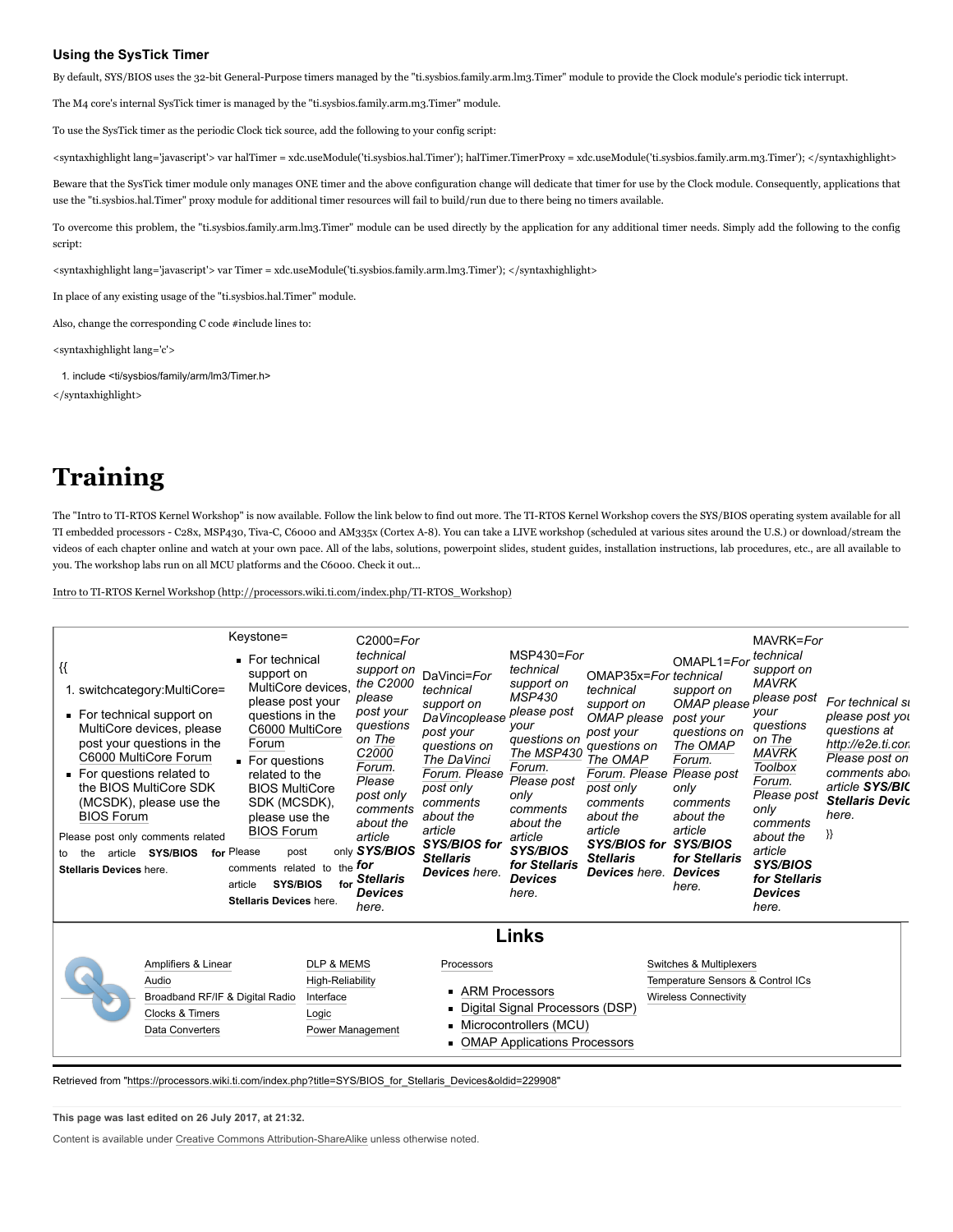### Using the SysTick Timer

By default, SYS/BIOS uses the 32-bit General-Purpose timers managed by the "ti.sysbios.family.arm.lm3.Timer" module to provide the Clock module's periodic tick interrupt.

The M4 core's internal SysTick timer is managed by the "ti.sysbios.family.arm.m3.Timer" module.

To use the SysTick timer as the periodic Clock tick source, add the following to your config script:

<syntaxhighlight lang='javascript'> var halTimer = xdc.useModule('ti.sysbios.hal.Timer'); halTimer.TimerProxy = xdc.useModule('ti.sysbios.family.arm.m3.Timer'); </syntaxhighlight>

Beware that the SysTick timer module only manages ONE timer and the above configuration change will dedicate that timer for use by the Clock module. Consequently, applications that use the "ti.sysbios.hal.Timer" proxy module for additional timer resources will fail to build/run due to there being no timers available.

To overcome this problem, the "ti.sysbios.family.arm.lm3.Timer" module can be used directly by the application for any additional timer needs. Simply add the following to the config script:

<syntaxhighlight lang='javascript'> var Timer = xdc.useModule('ti.sysbios.family.arm.lm3.Timer'); </syntaxhighlight>

In place of any existing usage of the "ti.sysbios.hal.Timer" module.

Also, change the corresponding C code #include lines to:

<syntaxhighlight lang='c'>

1. include <ti/sysbios/family/arm/lm3/Timer.h>

</syntaxhighlight>

# Training

The "Intro to TI-RTOS Kernel Workshop" is now available. Follow the link below to find out more. The TI-RTOS Kernel Workshop covers the SYS/BIOS operating system available for all TI embedded processors - C28x, MSP430, Tiva-C, C6000 and AM335x (Cortex A-8). You can take a LIVE workshop (scheduled at various sites around the U.S.) or download/stream the videos of each chapter online and watch at your own pace. All of the labs, solutions, powerpoint slides, student guides, installation instructions, lab procedures, etc., are all available to you. The workshop labs run on all MCU platforms and the C6000. Check it out...

Intro to TI-RTOS Kernel Workshop (http://processors.wiki.ti.com/index.php/TI-RTOS_Workshop)

| | | | | | | | | |
|---|---|---|---|---|---|---|---|---|
| {{ 1. switchcategory:MultiCore= • For technical support on MultiCore devices, please post your questions in the C6000 MultiCore Forum • For questions related to the BIOS MultiCore SDK (MCSDK), please use the BIOS Forum Please post only comments related to the article **SYS/BIOS for Stellaris Devices** here. | Keystone= • For technical support on MultiCore devices, please post your questions in the C6000 MultiCore Forum • For questions related to the BIOS MultiCore SDK (MCSDK), please use the BIOS Forum Please post only comments related to the article **SYS/BIOS for Stellaris Devices** here. | C2000=*For technical support on the C2000 please post your questions on The C2000 Forum. Please post only comments about the article **SYS/BIOS for Stellaris Devices** here.* | DaVinci=*For technical support on DaVincoplease post your questions on The DaVinci Forum. Please post only comments about the article **SYS/BIOS for Stellaris Devices** here.* | MSP430=*For technical support on MSP430 please post your questions on The MSP430 Forum. Please post only comments about the article **SYS/BIOS for Stellaris Devices** here.* | OMAP35x=*For technical support on OMAP please post your questions on The OMAP Forum. Please post only comments about the article **SYS/BIOS for Stellaris Devices** here.* | OMAPL1=*For technical support on OMAP please post your questions on The OMAP Forum. Please post only comments about the article **SYS/BIOS for Stellaris Devices** here.* | MAVRK=*For technical support on MAVRK please post your questions on The MAVRK Toolbox Forum. Please post only comments about the article **SYS/BIOS for Stellaris Devices** here.* | *For technical su please post you questions at http://e2e.ti.com Please post on comments abo article **SYS/BIO Stellaris Devic** here.* }} |

## Links

| | | | |
|---|---|---|---|
| Amplifiers & Linear | DLP & MEMS | Processors | Switches & Multiplexers |
| Audio | High-Reliability | • ARM Processors | Temperature Sensors & Control ICs |
| Broadband RF/IF & Digital Radio | Interface | • Digital Signal Processors (DSP) | Wireless Connectivity |
| Clocks & Timers | Logic | • Microcontrollers (MCU) | |
| Data Converters | Power Management | • OMAP Applications Processors | |

Retrieved from "https://processors.wiki.ti.com/index.php?title=SYS/BIOS_for_Stellaris_Devices&oldid=229908"

**This page was last edited on 26 July 2017, at 21:32.**

Content is available under Creative Commons Attribution-ShareAlike unless otherwise noted.